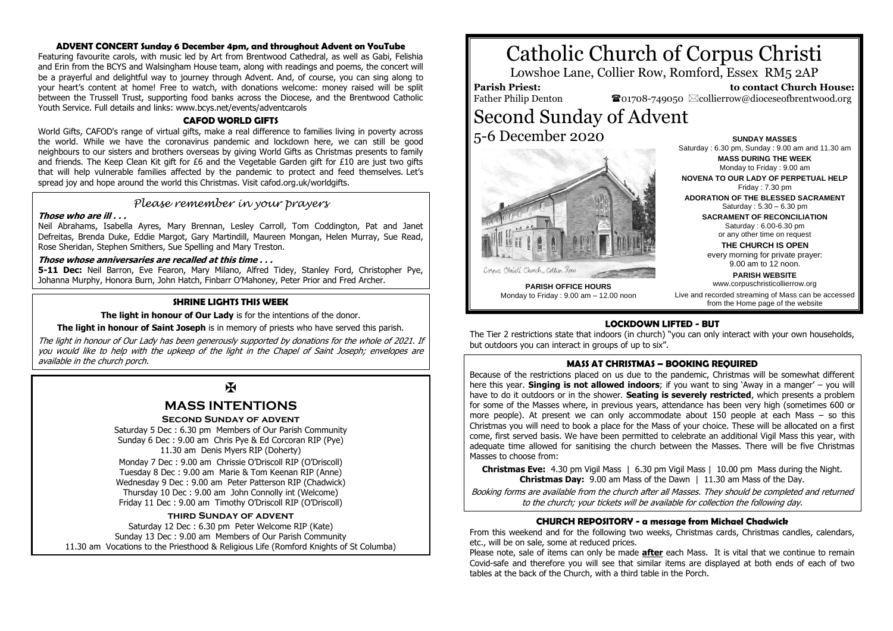# Catholic Church of Corpus Christi

Lowshoe Lane, Collier Row, Romford, Essex RM5 2AP

**Parish Priest:** Father Philip Denton

**to contact Church House:** ☎01708-749050 ✉collierrow@dioceseofbrentwood.org

# Second Sunday of Advent

5-6 December 2020

Corpus Christi Church, Collier Row

**PARISH OFFICE HOURS**
Monday to Friday : 9.00 am – 12.00 noon

**SUNDAY MASSES**
Saturday : 6.30 pm, Sunday : 9.00 am and 11.30 am

**MASS DURING THE WEEK**
Monday to Friday : 9.00 am

**NOVENA TO OUR LADY OF PERPETUAL HELP**
Friday : 7.30 pm

**ADORATION OF THE BLESSED SACRAMENT**
Saturday : 5.30 – 6.30 pm

**SACRAMENT OF RECONCILIATION**
Saturday : 6.00-6.30 pm
or any other time on request

**THE CHURCH IS OPEN**
every morning for private prayer:
9.00 am to 12 noon.

**PARISH WEBSITE**
www.corpuschristicollierrow.org

Live and recorded streaming of Mass can be accessed from the Home page of the website

### ADVENT CONCERT Sunday 6 December 4pm, and throughout Advent on YouTube

Featuring favourite carols, with music led by Art from Brentwood Cathedral, as well as Gabi, Felishia and Erin from the BCYS and Walsingham House team, along with readings and poems, the concert will be a prayerful and delightful way to journey through Advent. And, of course, you can sing along to your heart's content at home! Free to watch, with donations welcome: money raised will be split between the Trussell Trust, supporting food banks across the Diocese, and the Brentwood Catholic Youth Service. Full details and links: www.bcys.net/events/adventcarols

### CAFOD WORLD GIFTS

World Gifts, CAFOD's range of virtual gifts, make a real difference to families living in poverty across the world. While we have the coronavirus pandemic and lockdown here, we can still be good neighbours to our sisters and brothers overseas by giving World Gifts as Christmas presents to family and friends. The Keep Clean Kit gift for £6 and the Vegetable Garden gift for £10 are just two gifts that will help vulnerable families affected by the pandemic to protect and feed themselves. Let's spread joy and hope around the world this Christmas. Visit cafod.org.uk/worldgifts.

### *Please remember in your prayers*

***Those who are ill . . .***

Neil Abrahams, Isabella Ayres, Mary Brennan, Lesley Carroll, Tom Coddington, Pat and Janet Defreitas, Brenda Duke, Eddie Margot, Gary Martindill, Maureen Mongan, Helen Murray, Sue Read, Rose Sheridan, Stephen Smithers, Sue Spelling and Mary Treston.

***Those whose anniversaries are recalled at this time . . .***

**5-11 Dec:** Neil Barron, Eve Fearon, Mary Milano, Alfred Tidey, Stanley Ford, Christopher Pye, Johanna Murphy, Honora Burn, John Hatch, Finbarr O'Mahoney, Peter Prior and Fred Archer.

### SHRINE LIGHTS THIS WEEK

**The light in honour of Our Lady** is for the intentions of the donor.

**The light in honour of Saint Joseph** is in memory of priests who have served this parish.

*The light in honour of Our Lady has been generously supported by donations for the whole of 2021. If you would like to help with the upkeep of the light in the Chapel of Saint Joseph; envelopes are available in the church porch.*

✠

## MASS INTENTIONS

**Second Sunday of advent**

Saturday 5 Dec : 6.30 pm Members of Our Parish Community
Sunday 6 Dec : 9.00 am Chris Pye & Ed Corcoran RIP (Pye)
11.30 am Denis Myers RIP (Doherty)

Monday 7 Dec : 9.00 am Chrissie O'Driscoll RIP (O'Driscoll)
Tuesday 8 Dec : 9.00 am Marie & Tom Keenan RIP (Anne)
Wednesday 9 Dec : 9.00 am Peter Patterson RIP (Chadwick)
Thursday 10 Dec : 9.00 am John Connolly int (Welcome)
Friday 11 Dec : 9.00 am Timothy O'Driscoll RIP (O'Driscoll)

**third Sunday of advent**

Saturday 12 Dec : 6.30 pm Peter Welcome RIP (Kate)
Sunday 13 Dec : 9.00 am Members of Our Parish Community
11.30 am Vocations to the Priesthood & Religious Life (Romford Knights of St Columba)

### LOCKDOWN LIFTED - BUT

The Tier 2 restrictions state that indoors (in church) "you can only interact with your own households, but outdoors you can interact in groups of up to six".

### MASS AT CHRISTMAS – BOOKING REQUIRED

Because of the restrictions placed on us due to the pandemic, Christmas will be somewhat different here this year. **Singing is not allowed indoors**; if you want to sing 'Away in a manger' – you will have to do it outdoors or in the shower. **Seating is severely restricted**, which presents a problem for some of the Masses where, in previous years, attendance has been very high (sometimes 600 or more people). At present we can only accommodate about 150 people at each Mass – so this Christmas you will need to book a place for the Mass of your choice. These will be allocated on a first come, first served basis. We have been permitted to celebrate an additional Vigil Mass this year, with adequate time allowed for sanitising the church between the Masses. There will be five Christmas Masses to choose from:

**Christmas Eve:** 4.30 pm Vigil Mass | 6.30 pm Vigil Mass | 10.00 pm Mass during the Night.
**Christmas Day:** 9.00 am Mass of the Dawn | 11.30 am Mass of the Day.

*Booking forms are available from the church after all Masses. They should be completed and returned to the church; your tickets will be available for collection the following day.*

### CHURCH REPOSITORY - a message from Michael Chadwick

From this weekend and for the following two weeks, Christmas cards, Christmas candles, calendars, etc., will be on sale, some at reduced prices.

Please note, sale of items can only be made **after** each Mass. It is vital that we continue to remain Covid-safe and therefore you will see that similar items are displayed at both ends of each of two tables at the back of the Church, with a third table in the Porch.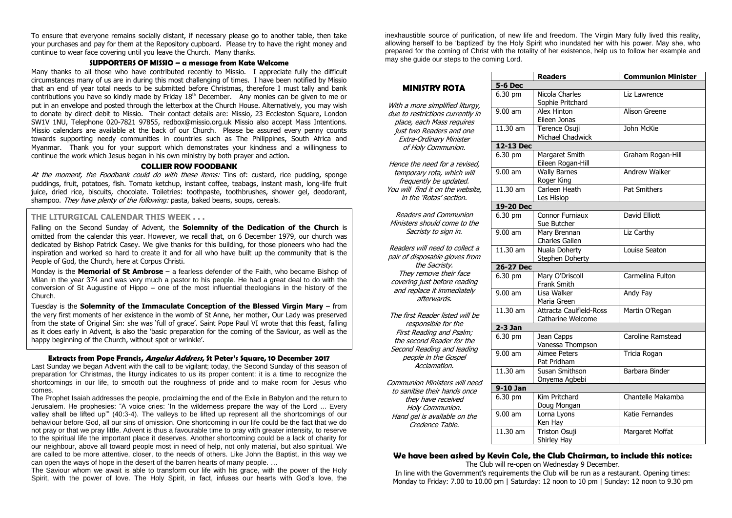To ensure that everyone remains socially distant, if necessary please go to another table, then take your purchases and pay for them at the Repository cupboard. Please try to have the right money and continue to wear face covering until you leave the Church. Many thanks.

### SUPPORTERS OF MISSIO – a message from Kate Welcome

Many thanks to all those who have contributed recently to Missio. I appreciate fully the difficult circumstances many of us are in during this most challenging of times. I have been notified by Missio that an end of year total needs to be submitted before Christmas, therefore I must tally and bank contributions you have so kindly made by Friday 18th December. Any monies can be given to me or put in an envelope and posted through the letterbox at the Church House. Alternatively, you may wish to donate by direct debit to Missio. Their contact details are: Missio, 23 Eccleston Square, London SW1V 1NU, Telephone 020-7821 97855, redbox@missio.org.uk Missio also accept Mass Intentions. Missio calendars are available at the back of our Church. Please be assured every penny counts towards supporting needy communities in countries such as The Philippines, South Africa and Myanmar. Thank you for your support which demonstrates your kindness and a willingness to continue the work which Jesus began in his own ministry by both prayer and action.

### COLLIER ROW FOODBANK

*At the moment, the Foodbank could do with these items:* Tins of: custard, rice pudding, sponge puddings, fruit, potatoes, fish. Tomato ketchup, instant coffee, teabags, instant mash, long-life fruit juice, dried rice, biscuits, chocolate. Toiletries: toothpaste, toothbrushes, shower gel, deodorant, shampoo. *They have plenty of the following:* pasta, baked beans, soups, cereals.

### THE LITURGICAL CALENDAR THIS WEEK . . .

Falling on the Second Sunday of Advent, the **Solemnity of the Dedication of the Church** is omitted from the calendar this year. However, we recall that, on 6 December 1979, our church was dedicated by Bishop Patrick Casey. We give thanks for this building, for those pioneers who had the inspiration and worked so hard to create it and for all who have built up the community that is the People of God, the Church, here at Corpus Christi.

Monday is the **Memorial of St Ambrose** – a fearless defender of the Faith, who became Bishop of Milan in the year 374 and was very much a pastor to his people. He had a great deal to do with the conversion of St Augustine of Hippo – one of the most influential theologians in the history of the Church.

Tuesday is the **Solemnity of the Immaculate Conception of the Blessed Virgin Mary** – from the very first moments of her existence in the womb of St Anne, her mother, Our Lady was preserved from the state of Original Sin: she was 'full of grace'. Saint Pope Paul VI wrote that this feast, falling as it does early in Advent, is also the 'basic preparation for the coming of the Saviour, as well as the happy beginning of the Church, without spot or wrinkle'.

### Extracts from Pope Francis, *Angelus Address*, St Peter's Square, 10 December 2017

Last Sunday we began Advent with the call to be vigilant; today, the Second Sunday of this season of preparation for Christmas, the liturgy indicates to us its proper content: it is a time to recognize the shortcomings in our life, to smooth out the roughness of pride and to make room for Jesus who comes.

The Prophet Isaiah addresses the people, proclaiming the end of the Exile in Babylon and the return to Jerusalem. He prophesies: "A voice cries: 'In the wilderness prepare the way of the Lord ... Every valley shall be lifted up'" (40:3-4). The valleys to be lifted up represent all the shortcomings of our behaviour before God, all our sins of omission. One shortcoming in our life could be the fact that we do not pray or that we pray little. Advent is thus a favourable time to pray with greater intensity, to reserve to the spiritual life the important place it deserves. Another shortcoming could be a lack of charity for our neighbour, above all toward people most in need of help, not only material, but also spiritual. We are called to be more attentive, closer, to the needs of others. Like John the Baptist, in this way we can open the ways of hope in the desert of the barren hearts of many people. …

The Saviour whom we await is able to transform our life with his grace, with the power of the Holy Spirit, with the power of love. The Holy Spirit, in fact, infuses our hearts with God's love, the inexhaustible source of purification, of new life and freedom. The Virgin Mary fully lived this reality, allowing herself to be 'baptized' by the Holy Spirit who inundated her with his power. May she, who prepared for the coming of Christ with the totality of her existence, help us to follow her example and may she guide our steps to the coming Lord.

### MINISTRY ROTA

*With a more simplified liturgy, due to restrictions currently in place, each Mass requires just two Readers and one Extra-Ordinary Minister of Holy Communion.*

*Hence the need for a revised, temporary rota, which will frequently be updated. You will find it on the website, in the 'Rotas' section.*

*Readers and Communion Ministers should come to the Sacristy to sign in.*

*Readers will need to collect a pair of disposable gloves from the Sacristy. They remove their face covering just before reading and replace it immediately afterwards.*

*The first Reader listed will be responsible for the First Reading and Psalm; the second Reader for the Second Reading and leading people in the Gospel Acclamation.*

*Communion Ministers will need to sanitise their hands once they have received Holy Communion. Hand gel is available on the Credence Table.*

| | Readers | Communion Minister |
|---|---|---|
| **5-6 Dec** | | |
| 6.30 pm | Nicola Charles<br>Sophie Pritchard | Liz Lawrence |
| 9.00 am | Alex Hinton<br>Eileen Jonas | Alison Greene |
| 11.30 am | Terence Osuji<br>Michael Chadwick | John McKie |
| **12-13 Dec** | | |
| 6.30 pm | Margaret Smith<br>Eileen Rogan-Hill | Graham Rogan-Hill |
| 9.00 am | Wally Barnes<br>Roger King | Andrew Walker |
| 11.30 am | Carleen Heath<br>Les Hislop | Pat Smithers |
| **19-20 Dec** | | |
| 6.30 pm | Connor Furniaux<br>Sue Butcher | David Elliott |
| 9.00 am | Mary Brennan<br>Charles Gallen | Liz Carthy |
| 11.30 am | Nuala Doherty<br>Stephen Doherty | Louise Seaton |
| **26-27 Dec** | | |
| 6.30 pm | Mary O'Driscoll<br>Frank Smith | Carmelina Fulton |
| 9.00 am | Lisa Walker<br>Maria Green | Andy Fay |
| 11.30 am | Attracta Caulfield-Ross<br>Catharine Welcome | Martin O'Regan |
| **2-3 Jan** | | |
| 6.30 pm | Jean Capps<br>Vanessa Thompson | Caroline Ramstead |
| 9.00 am | Aimee Peters<br>Pat Pridham | Tricia Rogan |
| 11.30 am | Susan Smithson<br>Onyema Agbebi | Barbara Binder |
| **9-10 Jan** | | |
| 6.30 pm | Kim Pritchard<br>Doug Mongan | Chantelle Makamba |
| 9.00 am | Lorna Lyons<br>Ken Hay | Katie Fernandes |
| 11.30 am | Triston Osuji<br>Shirley Hay | Margaret Moffat |

### We have been asked by Kevin Cole, the Club Chairman, to include this notice:

The Club will re-open on Wednesday 9 December.

In line with the Government's requirements the Club will be run as a restaurant. Opening times: Monday to Friday: 7.00 to 10.00 pm | Saturday: 12 noon to 10 pm | Sunday: 12 noon to 9.30 pm